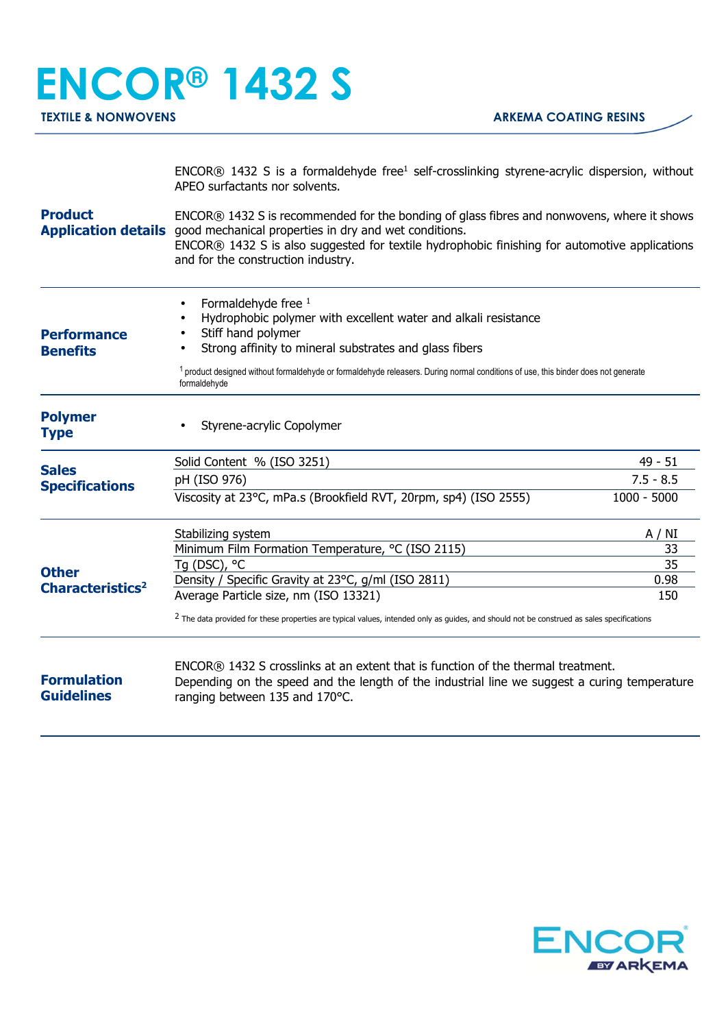# ENCOR® 1432 S

**TEXTILE & NONWOVENS** — **ARKEMA COATING RESINS**

## Product Application details

ENCOR® 1432 S is a formaldehyde free[1] self-crosslinking styrene-acrylic dispersion, without APEO surfactants nor solvents.

ENCOR® 1432 S is recommended for the bonding of glass fibres and nonwovens, where it shows good mechanical properties in dry and wet conditions.
ENCOR® 1432 S is also suggested for textile hydrophobic finishing for automotive applications and for the construction industry.

## Performance Benefits

- Formaldehyde free [1]
- Hydrophobic polymer with excellent water and alkali resistance
- Stiff hand polymer
- Strong affinity to mineral substrates and glass fibers

[1] product designed without formaldehyde or formaldehyde releasers. During normal conditions of use, this binder does not generate formaldehyde

## Polymer Type

- Styrene-acrylic Copolymer

## Sales Specifications

| Property | Value |
| --- | --- |
| Solid Content % (ISO 3251) | 49 - 51 |
| pH (ISO 976) | 7.5 - 8.5 |
| Viscosity at 23°C, mPa.s (Brookfield RVT, 20rpm, sp4) (ISO 2555) | 1000 - 5000 |

## Other Characteristics[2]

| Property | Value |
| --- | --- |
| Stabilizing system | A / NI |
| Minimum Film Formation Temperature, °C (ISO 2115) | 33 |
| Tg (DSC), °C | 35 |
| Density / Specific Gravity at 23°C, g/ml (ISO 2811) | 0.98 |
| Average Particle size, nm (ISO 13321) | 150 |

[2] The data provided for these properties are typical values, intended only as guides, and should not be construed as sales specifications

## Formulation Guidelines

ENCOR® 1432 S crosslinks at an extent that is function of the thermal treatment.
Depending on the speed and the length of the industrial line we suggest a curing temperature ranging between 135 and 170°C.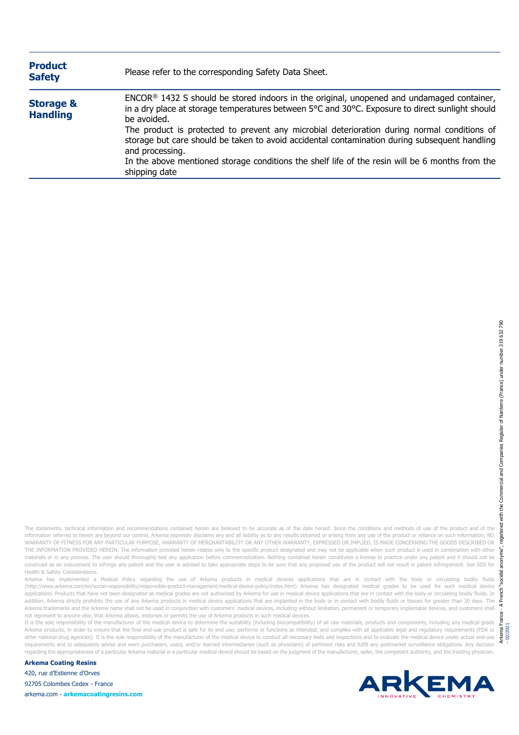| | |
|---|---|
| **Product Safety** | Please refer to the corresponding Safety Data Sheet. |
| **Storage & Handling** | ENCOR® 1432 S should be stored indoors in the original, unopened and undamaged container, in a dry place at storage temperatures between 5°C and 30°C. Exposure to direct sunlight should be avoided.<br>The product is protected to prevent any microbial deterioration during normal conditions of storage but care should be taken to avoid accidental contamination during subsequent handling and processing.<br>In the above mentioned storage conditions the shelf life of the resin will be 6 months from the shipping date |

The statements, technical information and recommendations contained herein are believed to be accurate as of the date hereof. Since the conditions and methods of use of the product and of the information referred to herein are beyond our control, Arkema expressly disclaims any and all liability as to any results obtained or arising from any use of the product or reliance on such information; NO WARRANTY OF FITNESS FOR ANY PARTICULAR PURPOSE, WARRANTY OF MERCHANTABILITY OR ANY OTHER WARRANTY, EXPRESSED OR IMPLIED, IS MADE CONCERNING THE GOODS DESCRIBED OR THE INFORMATION PROVIDED HEREIN. The information provided herein relates only to the specific product designated and may not be applicable when such product is used in combination with other materials or in any process. The user should thoroughly test any application before commercialization. Nothing contained herein constitutes a license to practice under any patent and it should not be construed as an inducement to infringe any patent and the user is advised to take appropriate steps to be sure that any proposed use of the product will not result in patent infringement. See SDS for Health & Safety Considerations.

Arkema has implemented a Medical Policy regarding the use of Arkema products in medical devices applications that are in contact with the body or circulating bodily fluids (http://www.arkema.com/en/social-responsibility/responsible-product-management/medical-device-policy/index.html) Arkema has designated medical grades to be used for such medical device applications. Products that have not been designated as medical grades are not authorized by Arkema for use in medical device applications that are in contact with the body or circulating bodily fluids. In addition, Arkema strictly prohibits the use of any Arkema products in medical device applications that are implanted in the body or in contact with bodily fluids or tissues for greater than 30 days. The Arkema trademarks and the Arkema name shall not be used in conjunction with customers' medical devices, including without limitation, permanent or temporary implantable devices, and customers shall not represent to anyone else, that Arkema allows, endorses or permits the use of Arkema products in such medical devices.

It is the sole responsibility of the manufacturer of the medical device to determine the suitability (including biocompatibility) of all raw materials, products and components, including any medical grade Arkema products, in order to ensure that the final end-use product is safe for its end use; performs or functions as intended; and complies with all applicable legal and regulatory requirements (FDA or other national drug agencies). It is the sole responsibility of the manufacturer of the medical device to conduct all necessary tests and inspections and to evaluate the medical device under actual end-use requirements and to adequately advise and warn purchasers, users, and/or learned intermediaries (such as physicians) of pertinent risks and fulfill any postmarket surveillance obligations. Any decision regarding the appropriateness of a particular Arkema material in a particular medical device should be based on the judgment of the manufacturer, seller, the competent authority, and the treating physician.

**Arkema Coating Resins**
420, rue d'Estienne d'Orves
92705 Colombes Cedex - France
arkema.com - **arkemacoatingresins.com**

ARKEMA INNOVATIVE CHEMISTRY

Arkema France - A French "société anonyme", registered with the Commercial and Companies Register of Nanterre (France) under number 319 632 790 - 02/2021